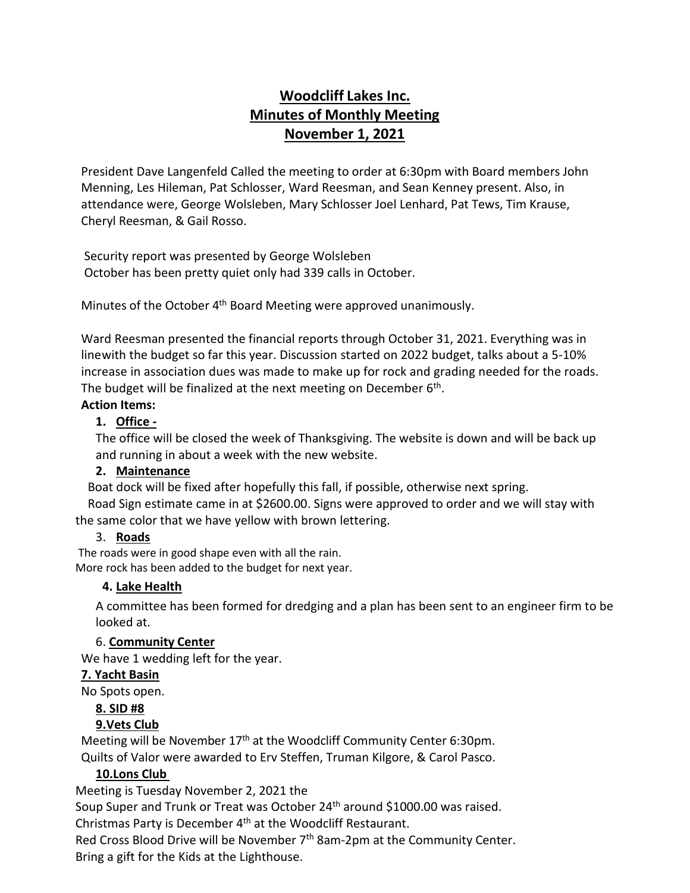# Woodcliff Lakes Inc.
# Minutes of Monthly Meeting
# November 1, 2021

President Dave Langenfeld Called the meeting to order at 6:30pm with Board members John Menning, Les Hileman, Pat Schlosser, Ward Reesman, and Sean Kenney present. Also, in attendance were, George Wolsleben, Mary Schlosser Joel Lenhard, Pat Tews, Tim Krause, Cheryl Reesman, & Gail Rosso.

Security report was presented by George Wolsleben
October has been pretty quiet only had 339 calls in October.

Minutes of the October 4th Board Meeting were approved unanimously.

Ward Reesman presented the financial reports through October 31, 2021. Everything was in linewith the budget so far this year. Discussion started on 2022 budget, talks about a 5-10% increase in association dues was made to make up for rock and grading needed for the roads. The budget will be finalized at the next meeting on December 6th.

**Action Items:**

1. **Office -**
   The office will be closed the week of Thanksgiving. The website is down and will be back up and running in about a week with the new website.
2. **Maintenance**
   Boat dock will be fixed after hopefully this fall, if possible, otherwise next spring.
   Road Sign estimate came in at $2600.00. Signs were approved to order and we will stay with the same color that we have yellow with brown lettering.
3. **Roads**
   The roads were in good shape even with all the rain.
   More rock has been added to the budget for next year.
4. **Lake Health**
   A committee has been formed for dredging and a plan has been sent to an engineer firm to be looked at.

6. **Community Center**
   We have 1 wedding left for the year.
7. **Yacht Basin**
   No Spots open.
8. **SID #8**
9. **Vets Club**
   Meeting will be November 17th at the Woodcliff Community Center 6:30pm.
   Quilts of Valor were awarded to Erv Steffen, Truman Kilgore, & Carol Pasco.
10. **Lons Club**
    Meeting is Tuesday November 2, 2021 the
    Soup Super and Trunk or Treat was October 24th around $1000.00 was raised.
    Christmas Party is December 4th at the Woodcliff Restaurant.
    Red Cross Blood Drive will be November 7th 8am-2pm at the Community Center.
    Bring a gift for the Kids at the Lighthouse.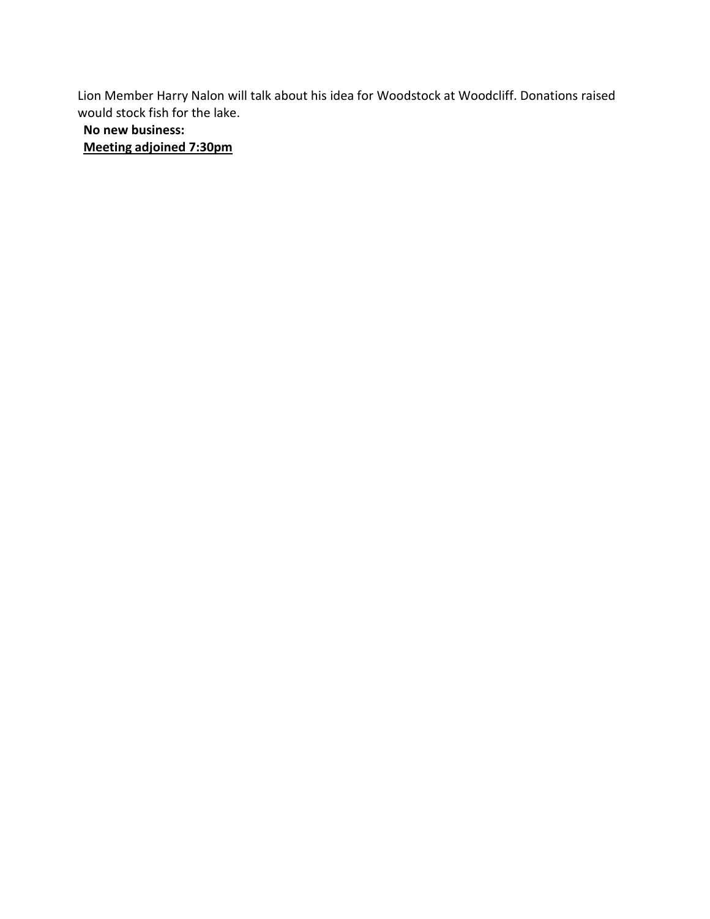Lion Member Harry Nalon will talk about his idea for Woodstock at Woodcliff. Donations raised would stock fish for the lake.

**No new business:**

**<u>Meeting adjoined 7:30pm</u>**